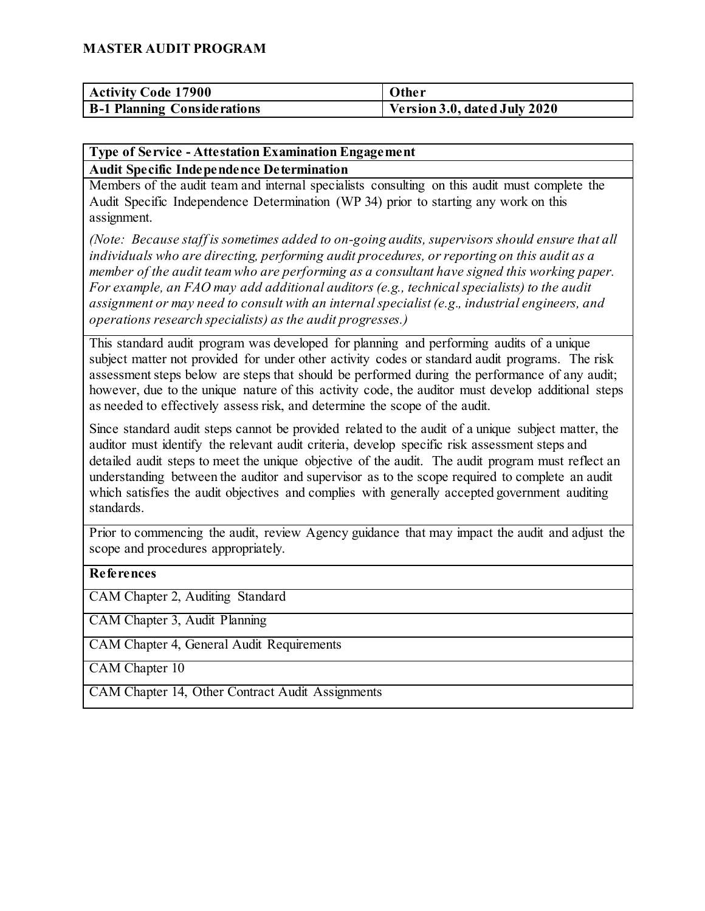# MASTER AUDIT PROGRAM

| Activity Code 17900 | Other |
|---|---|
| **B-1 Planning Considerations** | **Version 3.0, dated July 2020** |

| Type of Service - Attestation Examination Engagement |
|---|
| **Audit Specific Independence Determination** |
| Members of the audit team and internal specialists consulting on this audit must complete the Audit Specific Independence Determination (WP 34) prior to starting any work on this assignment.<br><br>*(Note: Because staff is sometimes added to on-going audits, supervisors should ensure that all individuals who are directing, performing audit procedures, or reporting on this audit as a member of the audit team who are performing as a consultant have signed this working paper. For example, an FAO may add additional auditors (e.g., technical specialists) to the audit assignment or may need to consult with an internal specialist (e.g., industrial engineers, and operations research specialists) as the audit progresses.)* |
| This standard audit program was developed for planning and performing audits of a unique subject matter not provided for under other activity codes or standard audit programs. The risk assessment steps below are steps that should be performed during the performance of any audit; however, due to the unique nature of this activity code, the auditor must develop additional steps as needed to effectively assess risk, and determine the scope of the audit.<br><br>Since standard audit steps cannot be provided related to the audit of a unique subject matter, the auditor must identify the relevant audit criteria, develop specific risk assessment steps and detailed audit steps to meet the unique objective of the audit. The audit program must reflect an understanding between the auditor and supervisor as to the scope required to complete an audit which satisfies the audit objectives and complies with generally accepted government auditing standards. |
| Prior to commencing the audit, review Agency guidance that may impact the audit and adjust the scope and procedures appropriately. |
| **References** |
| CAM Chapter 2, Auditing Standard |
| CAM Chapter 3, Audit Planning |
| CAM Chapter 4, General Audit Requirements |
| CAM Chapter 10 |
| CAM Chapter 14, Other Contract Audit Assignments |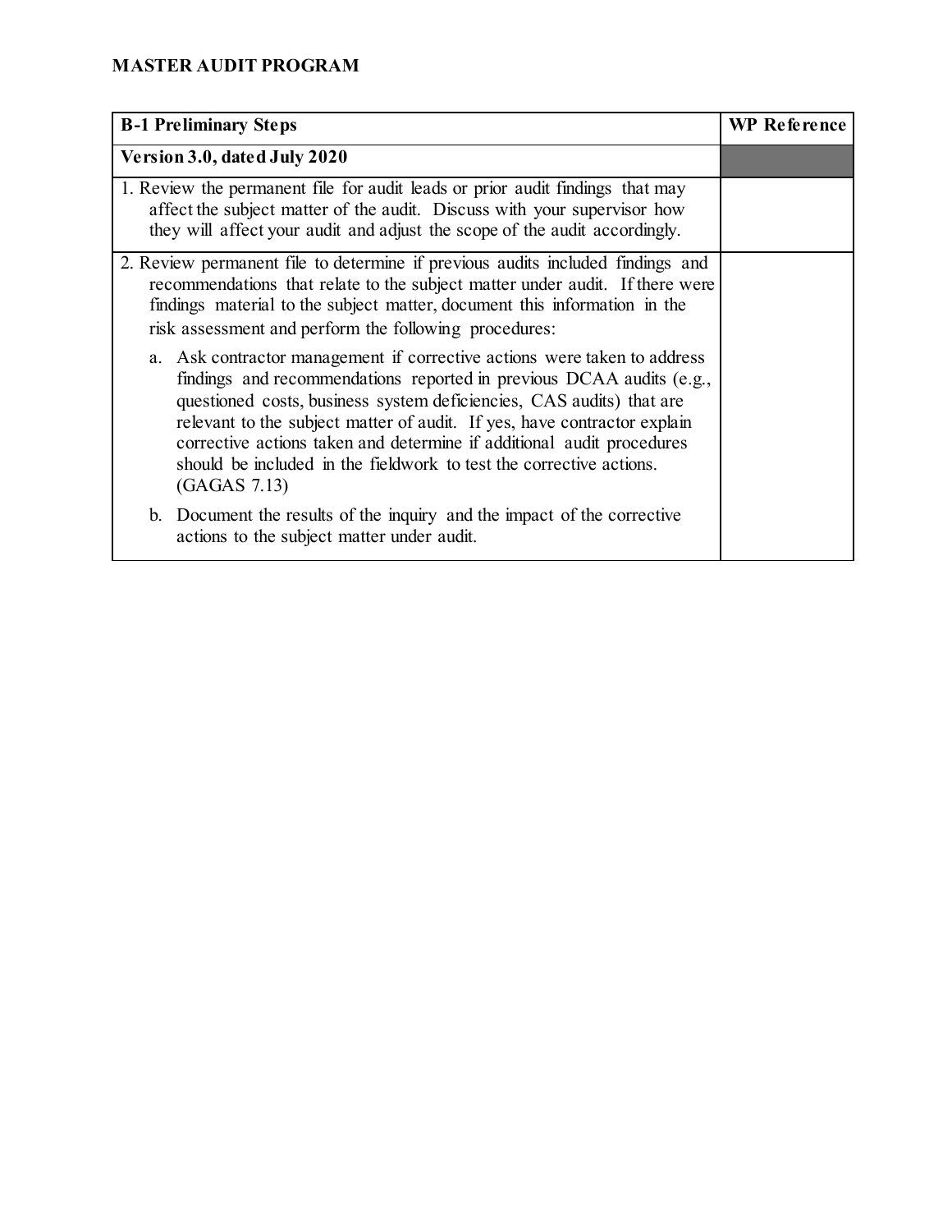**MASTER AUDIT PROGRAM**

| B-1 Preliminary Steps | WP Reference |
|---|---|
| **Version 3.0, dated July 2020** | |
| 1. Review the permanent file for audit leads or prior audit findings that may affect the subject matter of the audit. Discuss with your supervisor how they will affect your audit and adjust the scope of the audit accordingly. | |
| 2. Review permanent file to determine if previous audits included findings and recommendations that relate to the subject matter under audit. If there were findings material to the subject matter, document this information in the risk assessment and perform the following procedures:<br><br>a. Ask contractor management if corrective actions were taken to address findings and recommendations reported in previous DCAA audits (e.g., questioned costs, business system deficiencies, CAS audits) that are relevant to the subject matter of audit. If yes, have contractor explain corrective actions taken and determine if additional audit procedures should be included in the fieldwork to test the corrective actions. (GAGAS 7.13)<br><br>b. Document the results of the inquiry and the impact of the corrective actions to the subject matter under audit. | |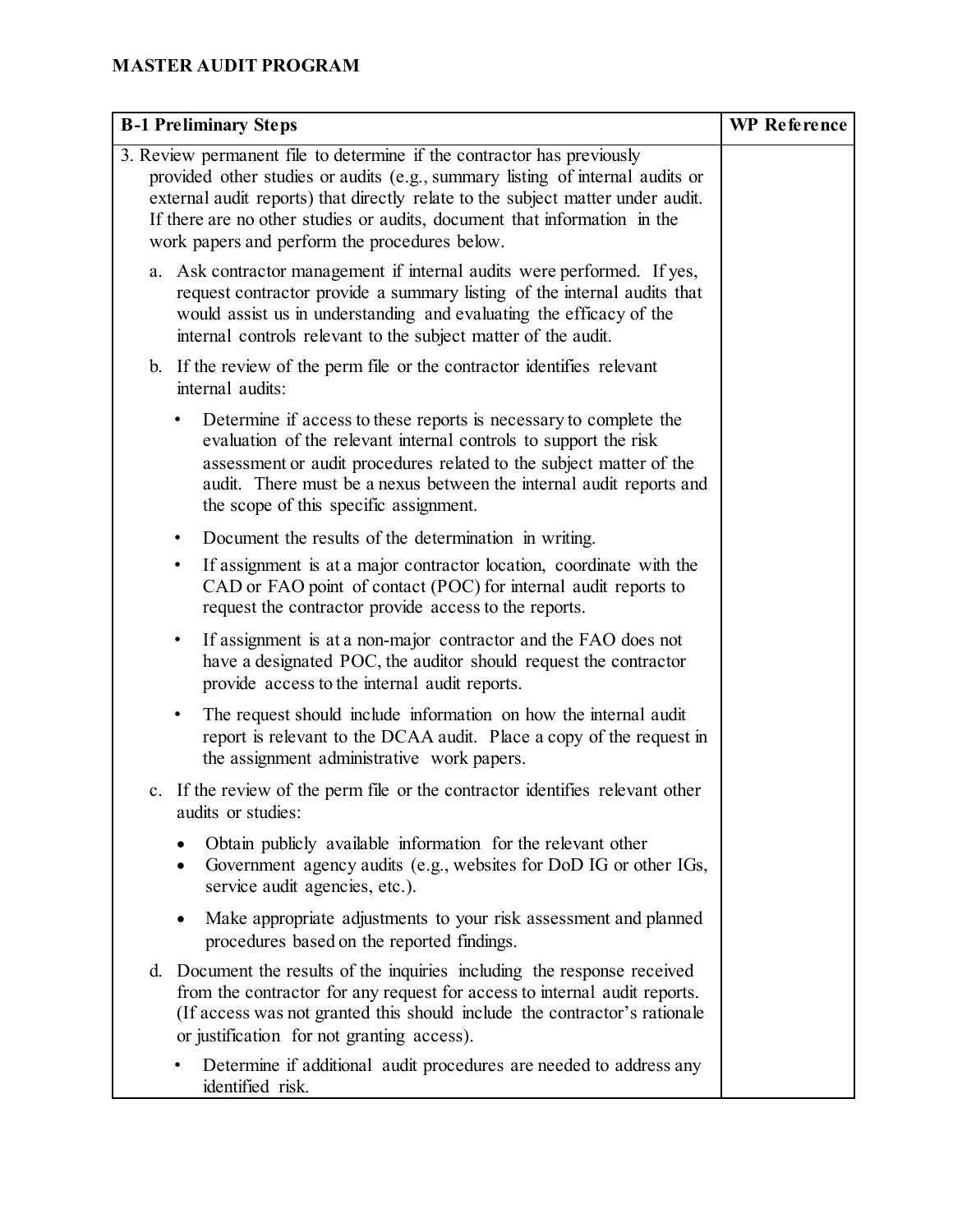**MASTER AUDIT PROGRAM**

| B-1 Preliminary Steps | WP Reference |
|---|---|
| 3. Review permanent file to determine if the contractor has previously provided other studies or audits (e.g., summary listing of internal audits or external audit reports) that directly relate to the subject matter under audit. If there are no other studies or audits, document that information in the work papers and perform the procedures below.<br><br>a. Ask contractor management if internal audits were performed. If yes, request contractor provide a summary listing of the internal audits that would assist us in understanding and evaluating the efficacy of the internal controls relevant to the subject matter of the audit.<br><br>b. If the review of the perm file or the contractor identifies relevant internal audits:<br><br>• Determine if access to these reports is necessary to complete the evaluation of the relevant internal controls to support the risk assessment or audit procedures related to the subject matter of the audit. There must be a nexus between the internal audit reports and the scope of this specific assignment.<br><br>• Document the results of the determination in writing.<br><br>• If assignment is at a major contractor location, coordinate with the CAD or FAO point of contact (POC) for internal audit reports to request the contractor provide access to the reports.<br><br>• If assignment is at a non-major contractor and the FAO does not have a designated POC, the auditor should request the contractor provide access to the internal audit reports.<br><br>• The request should include information on how the internal audit report is relevant to the DCAA audit. Place a copy of the request in the assignment administrative work papers.<br><br>c. If the review of the perm file or the contractor identifies relevant other audits or studies:<br><br>• Obtain publicly available information for the relevant other<br>• Government agency audits (e.g., websites for DoD IG or other IGs, service audit agencies, etc.).<br><br>• Make appropriate adjustments to your risk assessment and planned procedures based on the reported findings.<br><br>d. Document the results of the inquiries including the response received from the contractor for any request for access to internal audit reports. (If access was not granted this should include the contractor's rationale or justification for not granting access).<br><br>• Determine if additional audit procedures are needed to address any identified risk. | |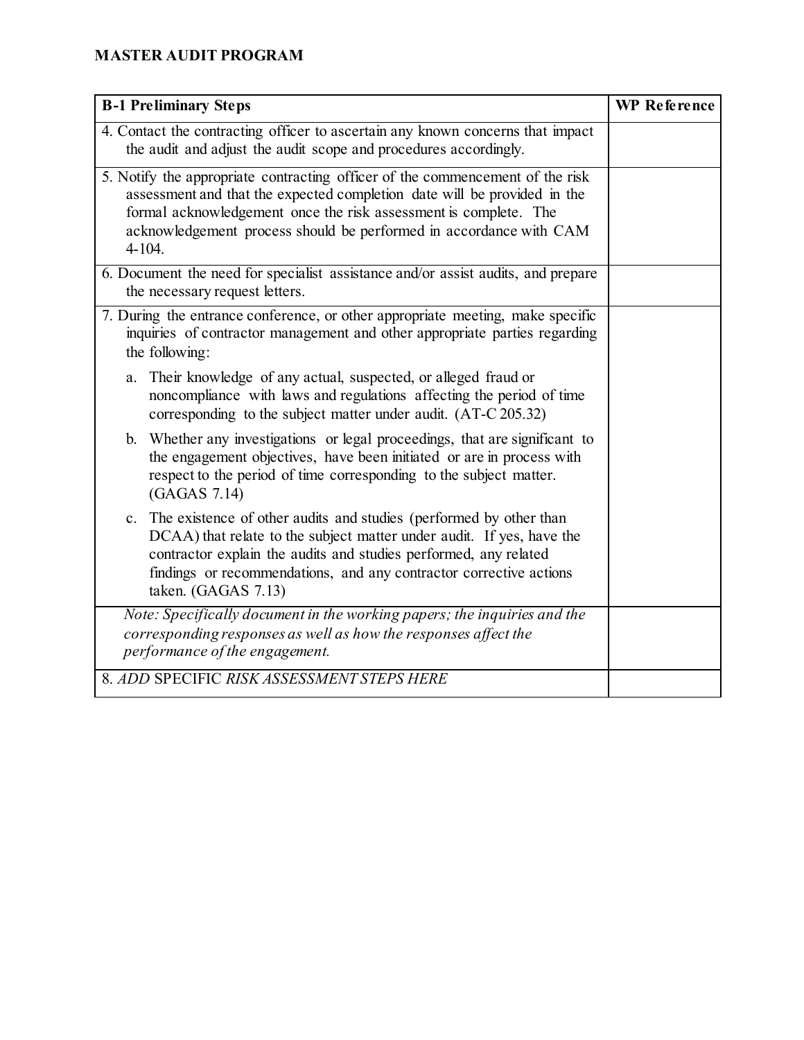**MASTER AUDIT PROGRAM**

| **B-1 Preliminary Steps** | **WP Reference** |
|---|---|
| 4. Contact the contracting officer to ascertain any known concerns that impact the audit and adjust the audit scope and procedures accordingly. | |
| 5. Notify the appropriate contracting officer of the commencement of the risk assessment and that the expected completion date will be provided in the formal acknowledgement once the risk assessment is complete. The acknowledgement process should be performed in accordance with CAM 4-104. | |
| 6. Document the need for specialist assistance and/or assist audits, and prepare the necessary request letters. | |
| 7. During the entrance conference, or other appropriate meeting, make specific inquiries of contractor management and other appropriate parties regarding the following: <br> a. Their knowledge of any actual, suspected, or alleged fraud or noncompliance with laws and regulations affecting the period of time corresponding to the subject matter under audit. (AT-C 205.32) <br> b. Whether any investigations or legal proceedings, that are significant to the engagement objectives, have been initiated or are in process with respect to the period of time corresponding to the subject matter. (GAGAS 7.14) <br> c. The existence of other audits and studies (performed by other than DCAA) that relate to the subject matter under audit. If yes, have the contractor explain the audits and studies performed, any related findings or recommendations, and any contractor corrective actions taken. (GAGAS 7.13) | |
| *Note: Specifically document in the working papers; the inquiries and the corresponding responses as well as how the responses affect the performance of the engagement.* | |
| 8. *ADD* SPECIFIC *RISK ASSESSMENT STEPS HERE* | |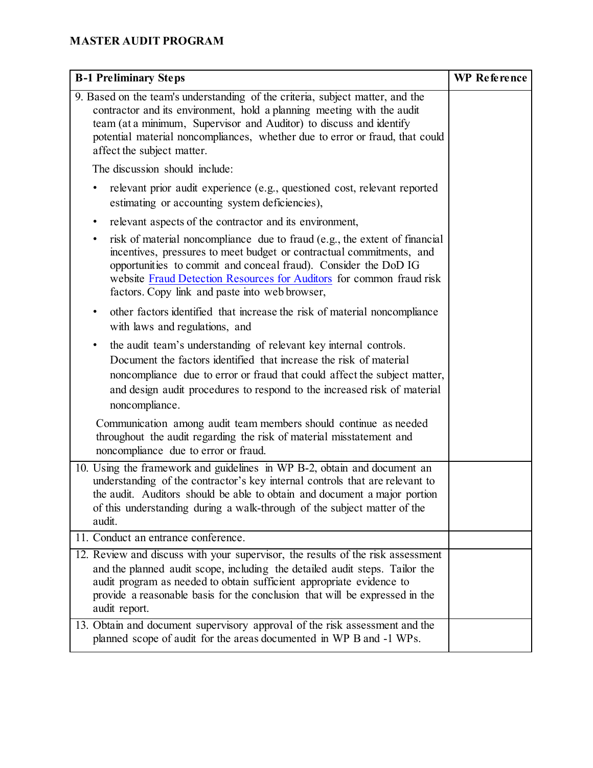**MASTER AUDIT PROGRAM**

| **B-1 Preliminary Steps** | **WP Reference** |
|---|---|
| 9. Based on the team's understanding of the criteria, subject matter, and the contractor and its environment, hold a planning meeting with the audit team (at a minimum, Supervisor and Auditor) to discuss and identify potential material noncompliances, whether due to error or fraud, that could affect the subject matter.<br><br>The discussion should include:<br><br>• relevant prior audit experience (e.g., questioned cost, relevant reported estimating or accounting system deficiencies),<br>• relevant aspects of the contractor and its environment,<br>• risk of material noncompliance due to fraud (e.g., the extent of financial incentives, pressures to meet budget or contractual commitments, and opportunities to commit and conceal fraud). Consider the DoD IG website Fraud Detection Resources for Auditors for common fraud risk factors. Copy link and paste into web browser,<br>• other factors identified that increase the risk of material noncompliance with laws and regulations, and<br>• the audit team's understanding of relevant key internal controls. Document the factors identified that increase the risk of material noncompliance due to error or fraud that could affect the subject matter, and design audit procedures to respond to the increased risk of material noncompliance.<br><br>Communication among audit team members should continue as needed throughout the audit regarding the risk of material misstatement and noncompliance due to error or fraud. | |
| 10. Using the framework and guidelines in WP B-2, obtain and document an understanding of the contractor's key internal controls that are relevant to the audit. Auditors should be able to obtain and document a major portion of this understanding during a walk-through of the subject matter of the audit. | |
| 11. Conduct an entrance conference. | |
| 12. Review and discuss with your supervisor, the results of the risk assessment and the planned audit scope, including the detailed audit steps. Tailor the audit program as needed to obtain sufficient appropriate evidence to provide a reasonable basis for the conclusion that will be expressed in the audit report. | |
| 13. Obtain and document supervisory approval of the risk assessment and the planned scope of audit for the areas documented in WP B and -1 WPs. | |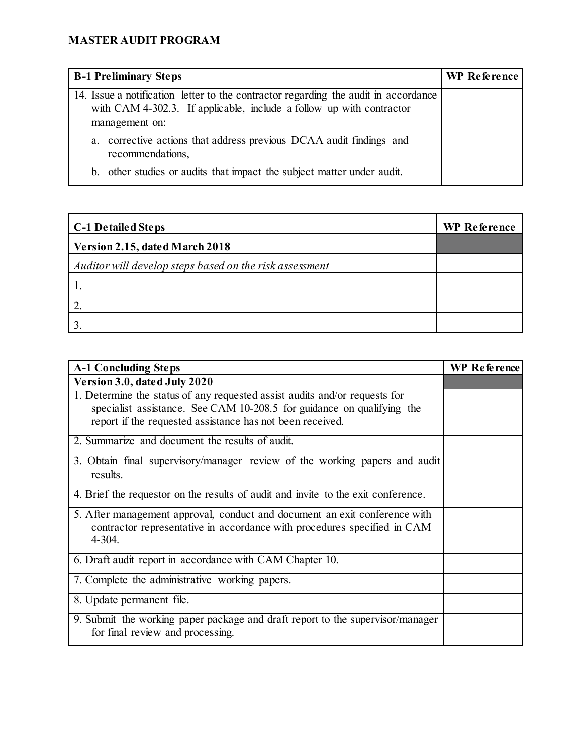**MASTER AUDIT PROGRAM**

| B-1 Preliminary Steps | WP Reference |
|---|---|
| 14. Issue a notification letter to the contractor regarding the audit in accordance with CAM 4-302.3. If applicable, include a follow up with contractor management on:<br>a. corrective actions that address previous DCAA audit findings and recommendations,<br>b. other studies or audits that impact the subject matter under audit. | |

| C-1 Detailed Steps | WP Reference |
|---|---|
| **Version 2.15, dated March 2018** | |
| *Auditor will develop steps based on the risk assessment* | |
| 1. | |
| 2. | |
| 3. | |

| A-1 Concluding Steps | WP Reference |
|---|---|
| **Version 3.0, dated July 2020** | |
| 1. Determine the status of any requested assist audits and/or requests for specialist assistance. See CAM 10-208.5 for guidance on qualifying the report if the requested assistance has not been received. | |
| 2. Summarize and document the results of audit. | |
| 3. Obtain final supervisory/manager review of the working papers and audit results. | |
| 4. Brief the requestor on the results of audit and invite to the exit conference. | |
| 5. After management approval, conduct and document an exit conference with contractor representative in accordance with procedures specified in CAM 4-304. | |
| 6. Draft audit report in accordance with CAM Chapter 10. | |
| 7. Complete the administrative working papers. | |
| 8. Update permanent file. | |
| 9. Submit the working paper package and draft report to the supervisor/manager for final review and processing. | |